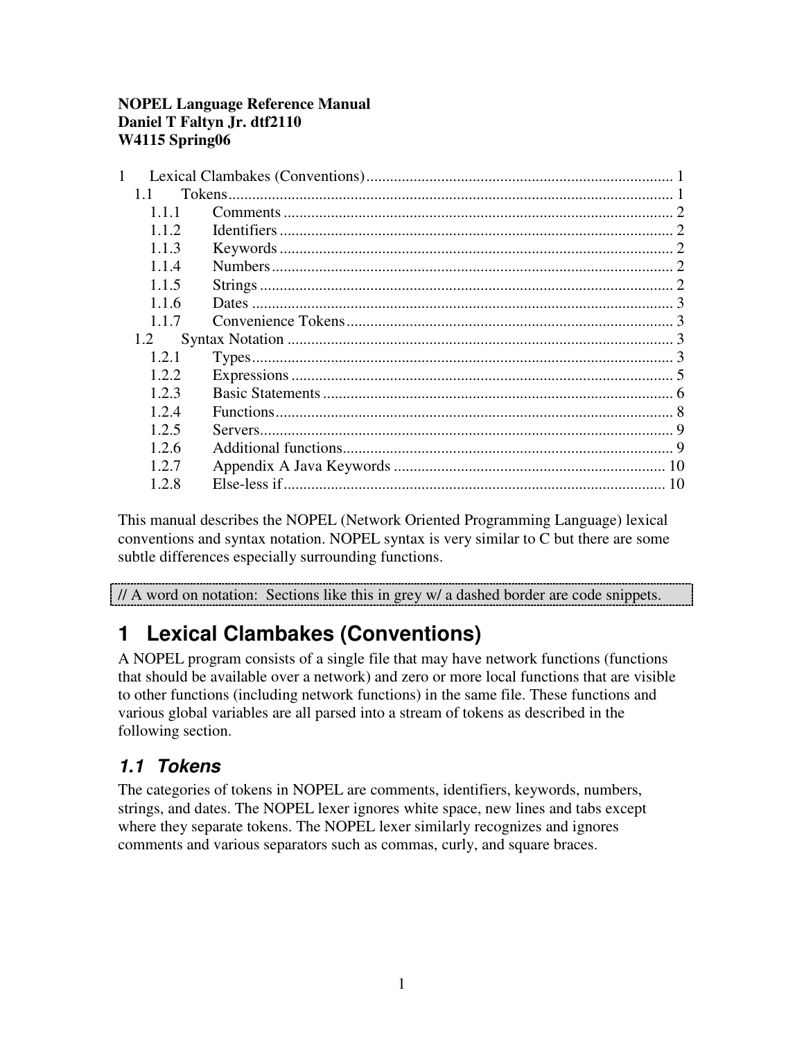**NOPEL Language Reference Manual**
**Daniel T Faltyn Jr. dtf2110**
**W4115 Spring06**

1 Lexical Clambakes (Conventions) ........ 1
  1.1 Tokens ........ 1
    1.1.1 Comments ........ 2
    1.1.2 Identifiers ........ 2
    1.1.3 Keywords ........ 2
    1.1.4 Numbers ........ 2
    1.1.5 Strings ........ 2
    1.1.6 Dates ........ 3
    1.1.7 Convenience Tokens ........ 3
  1.2 Syntax Notation ........ 3
    1.2.1 Types ........ 3
    1.2.2 Expressions ........ 5
    1.2.3 Basic Statements ........ 6
    1.2.4 Functions ........ 8
    1.2.5 Servers ........ 9
    1.2.6 Additional functions ........ 9
    1.2.7 Appendix A Java Keywords ........ 10
    1.2.8 Else-less if ........ 10

This manual describes the NOPEL (Network Oriented Programming Language) lexical conventions and syntax notation. NOPEL syntax is very similar to C but there are some subtle differences especially surrounding functions.

```
// A word on notation:  Sections like this in grey w/ a dashed border are code snippets.
```

# 1 Lexical Clambakes (Conventions)

A NOPEL program consists of a single file that may have network functions (functions that should be available over a network) and zero or more local functions that are visible to other functions (including network functions) in the same file. These functions and various global variables are all parsed into a stream of tokens as described in the following section.

## *1.1 Tokens*

The categories of tokens in NOPEL are comments, identifiers, keywords, numbers, strings, and dates. The NOPEL lexer ignores white space, new lines and tabs except where they separate tokens. The NOPEL lexer similarly recognizes and ignores comments and various separators such as commas, curly, and square braces.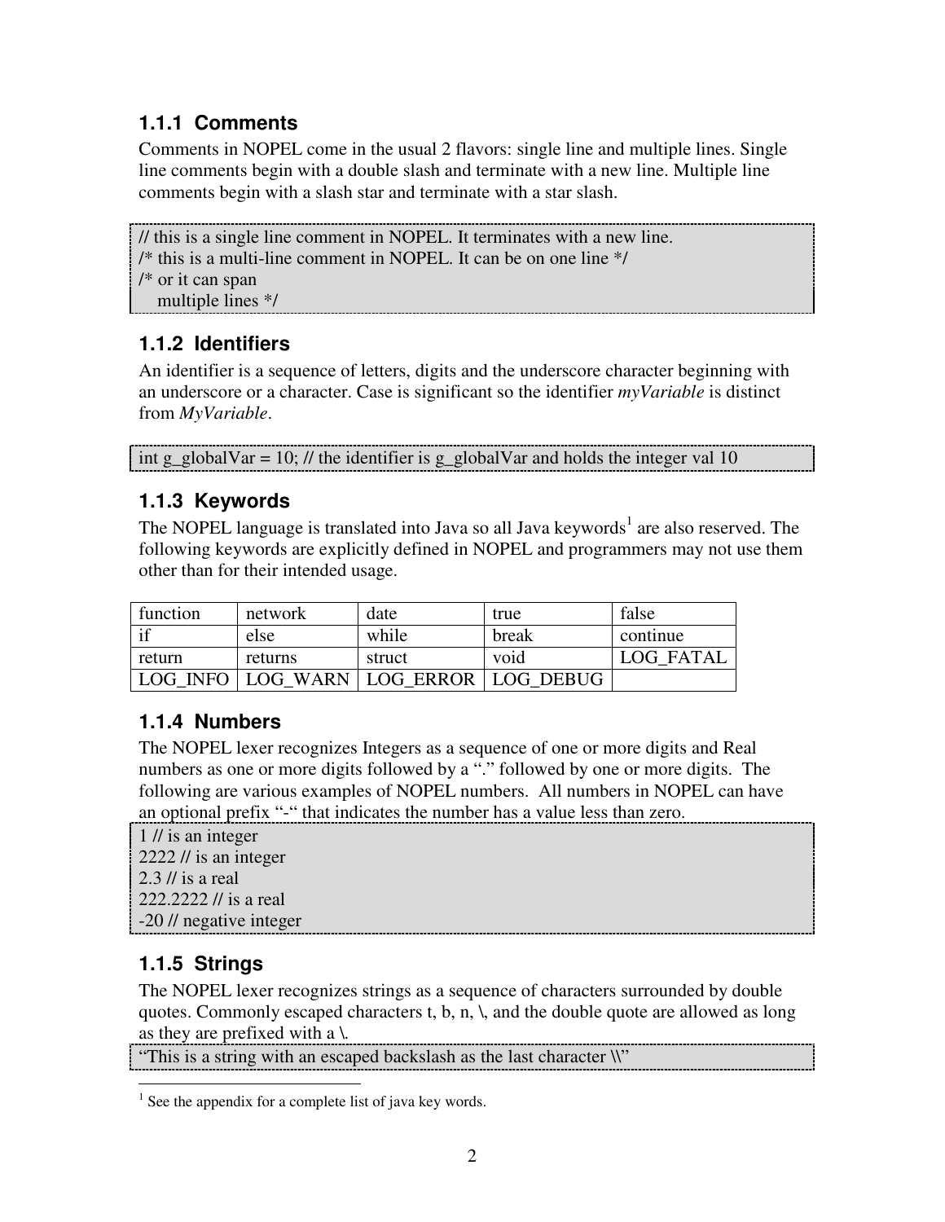### 1.1.1 Comments

Comments in NOPEL come in the usual 2 flavors: single line and multiple lines. Single line comments begin with a double slash and terminate with a new line. Multiple line comments begin with a slash star and terminate with a star slash.

```
// this is a single line comment in NOPEL. It terminates with a new line.
/* this is a multi-line comment in NOPEL. It can be on one line */
/* or it can span
    multiple lines */
```

### 1.1.2 Identifiers

An identifier is a sequence of letters, digits and the underscore character beginning with an underscore or a character. Case is significant so the identifier *myVariable* is distinct from *MyVariable*.

```
int g_globalVar = 10; // the identifier is g_globalVar and holds the integer val 10
```

### 1.1.3 Keywords

The NOPEL language is translated into Java so all Java keywords[1] are also reserved. The following keywords are explicitly defined in NOPEL and programmers may not use them other than for their intended usage.

| function | network | date | true | false |
|---|---|---|---|---|
| if | else | while | break | continue |
| return | returns | struct | void | LOG_FATAL |
| LOG_INFO | LOG_WARN | LOG_ERROR | LOG_DEBUG | |

### 1.1.4 Numbers

The NOPEL lexer recognizes Integers as a sequence of one or more digits and Real numbers as one or more digits followed by a "." followed by one or more digits. The following are various examples of NOPEL numbers. All numbers in NOPEL can have an optional prefix "-" that indicates the number has a value less than zero.

```
1 // is an integer
2222 // is an integer
2.3 // is a real
222.2222 // is a real
-20 // negative integer
```

### 1.1.5 Strings

The NOPEL lexer recognizes strings as a sequence of characters surrounded by double quotes. Commonly escaped characters t, b, n, \, and the double quote are allowed as long as they are prefixed with a \.

```
"This is a string with an escaped backslash as the last character \\"
```

[1] See the appendix for a complete list of java key words.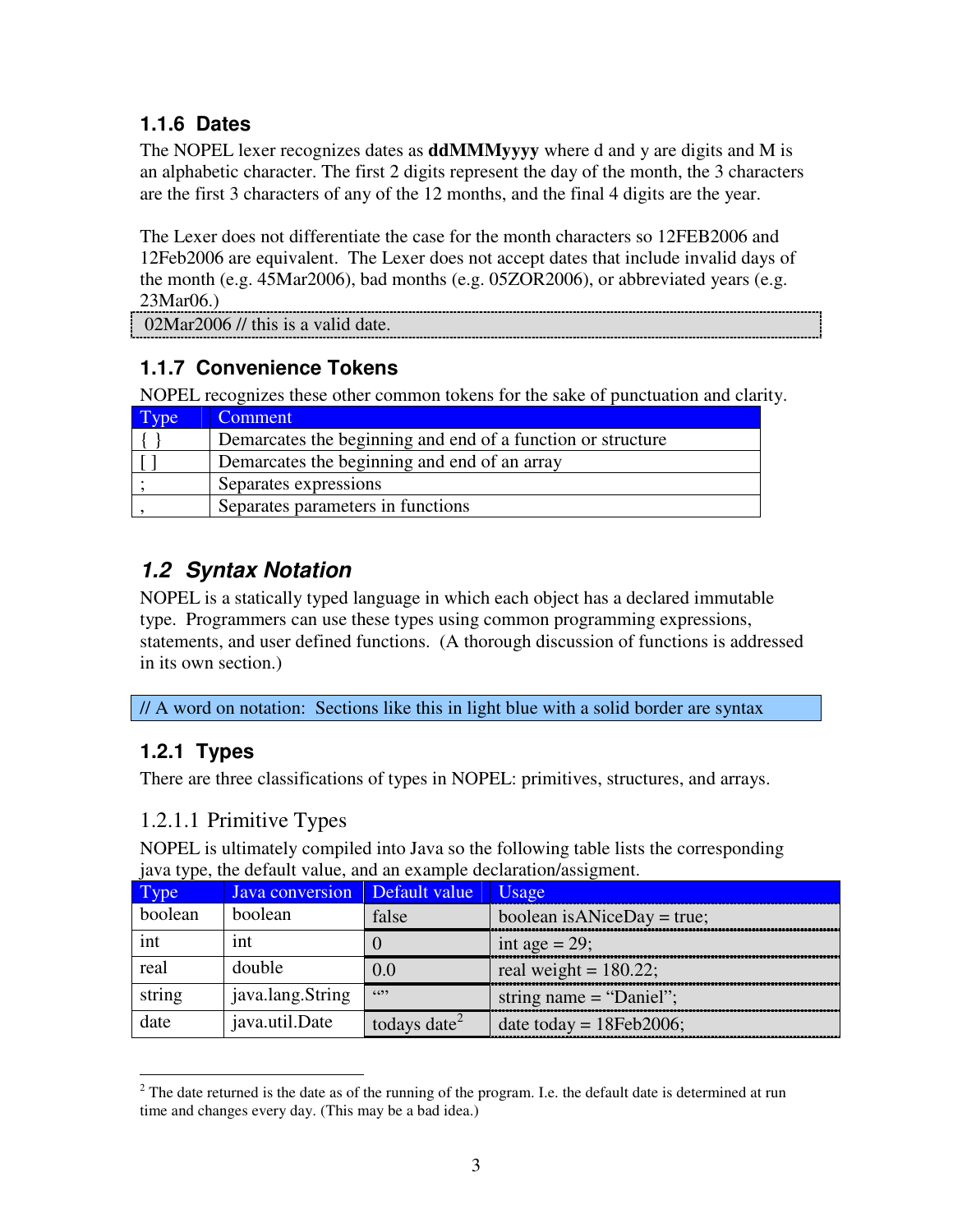### 1.1.6 Dates

The NOPEL lexer recognizes dates as **ddMMMyyyy** where d and y are digits and M is an alphabetic character. The first 2 digits represent the day of the month, the 3 characters are the first 3 characters of any of the 12 months, and the final 4 digits are the year.

The Lexer does not differentiate the case for the month characters so 12FEB2006 and 12Feb2006 are equivalent. The Lexer does not accept dates that include invalid days of the month (e.g. 45Mar2006), bad months (e.g. 05ZOR2006), or abbreviated years (e.g. 23Mar06.)

```
02Mar2006 // this is a valid date.
```

### 1.1.7 Convenience Tokens

NOPEL recognizes these other common tokens for the sake of punctuation and clarity.

| Type | Comment |
|---|---|
| { } | Demarcates the beginning and end of a function or structure |
| [ ] | Demarcates the beginning and end of an array |
| ; | Separates expressions |
| , | Separates parameters in functions |

## *1.2 Syntax Notation*

NOPEL is a statically typed language in which each object has a declared immutable type. Programmers can use these types using common programming expressions, statements, and user defined functions. (A thorough discussion of functions is addressed in its own section.)

```
// A word on notation: Sections like this in light blue with a solid border are syntax
```

### 1.2.1 Types

There are three classifications of types in NOPEL: primitives, structures, and arrays.

#### 1.2.1.1 Primitive Types

NOPEL is ultimately compiled into Java so the following table lists the corresponding java type, the default value, and an example declaration/assigment.

| Type | Java conversion | Default value | Usage |
|---|---|---|---|
| boolean | boolean | false | boolean isANiceDay = true; |
| int | int | 0 | int age = 29; |
| real | double | 0.0 | real weight = 180.22; |
| string | java.lang.String | "" | string name = "Daniel"; |
| date | java.util.Date | todays date[2] | date today = 18Feb2006; |

[2] The date returned is the date as of the running of the program. I.e. the default date is determined at run time and changes every day. (This may be a bad idea.)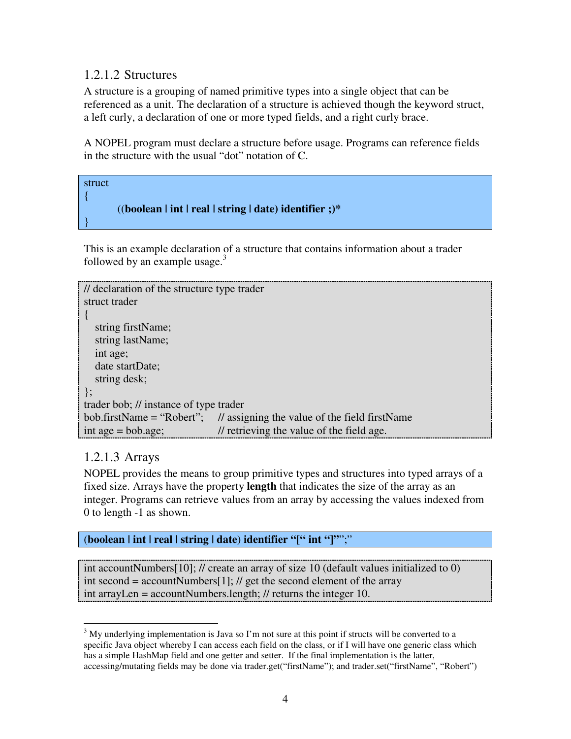### 1.2.1.2 Structures

A structure is a grouping of named primitive types into a single object that can be referenced as a unit. The declaration of a structure is achieved though the keyword struct, a left curly, a declaration of one or more typed fields, and a right curly brace.

A NOPEL program must declare a structure before usage. Programs can reference fields in the structure with the usual "dot" notation of C.

```
struct
{
        ((boolean | int | real | string | date) identifier ;)*
}
```

This is an example declaration of a structure that contains information about a trader followed by an example usage.[3]

```
// declaration of the structure type trader
struct trader
{
   string firstName;
   string lastName;
   int age;
   date startDate;
   string desk;
};
trader bob; // instance of type trader
bob.firstName = "Robert";     // assigning the value of the field firstName
int age = bob.age;            // retrieving the value of the field age.
```

### 1.2.1.3 Arrays

NOPEL provides the means to group primitive types and structures into typed arrays of a fixed size. Arrays have the property **length** that indicates the size of the array as an integer. Programs can retrieve values from an array by accessing the values indexed from 0 to length -1 as shown.

```
(boolean | int | real | string | date) identifier "[" int "]"";"
```

```
int accountNumbers[10]; // create an array of size 10 (default values initialized to 0)
int second = accountNumbers[1]; // get the second element of the array
int arrayLen = accountNumbers.length; // returns the integer 10.
```

---

[3] My underlying implementation is Java so I'm not sure at this point if structs will be converted to a specific Java object whereby I can access each field on the class, or if I will have one generic class which has a simple HashMap field and one getter and setter. If the final implementation is the latter, accessing/mutating fields may be done via trader.get("firstName"); and trader.set("firstName", "Robert")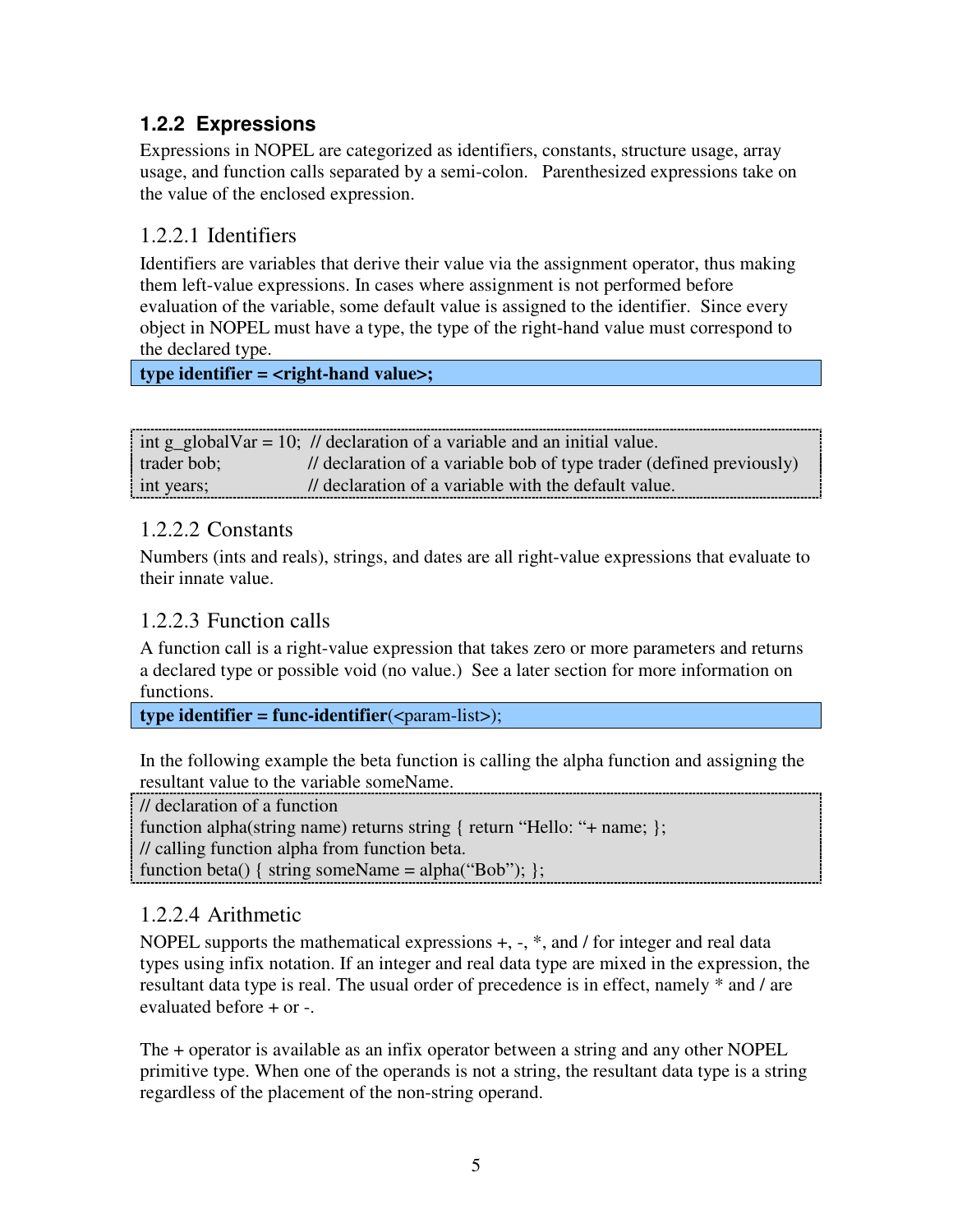### 1.2.2 Expressions

Expressions in NOPEL are categorized as identifiers, constants, structure usage, array usage, and function calls separated by a semi-colon. Parenthesized expressions take on the value of the enclosed expression.

#### 1.2.2.1 Identifiers

Identifiers are variables that derive their value via the assignment operator, thus making them left-value expressions. In cases where assignment is not performed before evaluation of the variable, some default value is assigned to the identifier. Since every object in NOPEL must have a type, the type of the right-hand value must correspond to the declared type.

**type identifier = <right-hand value>;**

```
int g_globalVar = 10;  // declaration of a variable and an initial value.
trader bob;            // declaration of a variable bob of type trader (defined previously)
int years;             // declaration of a variable with the default value.
```

#### 1.2.2.2 Constants

Numbers (ints and reals), strings, and dates are all right-value expressions that evaluate to their innate value.

#### 1.2.2.3 Function calls

A function call is a right-value expression that takes zero or more parameters and returns a declared type or possible void (no value.) See a later section for more information on functions.

**type identifier = func-identifier**(<param-list>);

In the following example the beta function is calling the alpha function and assigning the resultant value to the variable someName.

```
// declaration of a function
function alpha(string name) returns string { return "Hello: "+ name; };
// calling function alpha from function beta.
function beta() { string someName = alpha("Bob"); };
```

#### 1.2.2.4 Arithmetic

NOPEL supports the mathematical expressions +, -, *, and / for integer and real data types using infix notation. If an integer and real data type are mixed in the expression, the resultant data type is real. The usual order of precedence is in effect, namely * and / are evaluated before + or -.

The + operator is available as an infix operator between a string and any other NOPEL primitive type. When one of the operands is not a string, the resultant data type is a string regardless of the placement of the non-string operand.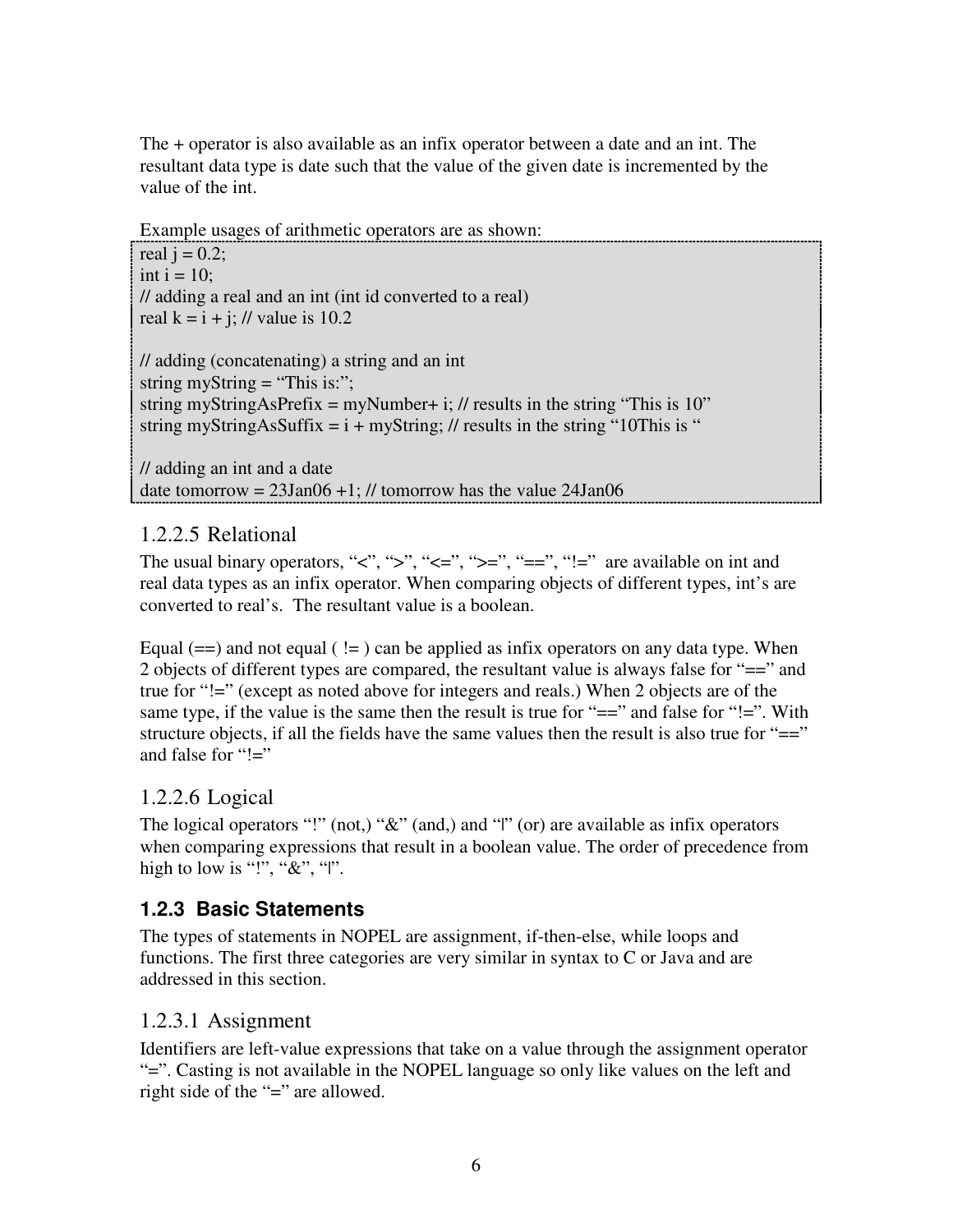The + operator is also available as an infix operator between a date and an int. The resultant data type is date such that the value of the given date is incremented by the value of the int.

Example usages of arithmetic operators are as shown:

```
real j = 0.2;
int i = 10;
// adding a real and an int (int id converted to a real)
real k = i + j; // value is 10.2

// adding (concatenating) a string and an int
string myString = "This is:";
string myStringAsPrefix = myNumber+ i; // results in the string "This is 10"
string myStringAsSuffix = i + myString; // results in the string "10This is "

// adding an int and a date
date tomorrow = 23Jan06 +1; // tomorrow has the value 24Jan06
```

### 1.2.2.5 Relational

The usual binary operators, "<", ">", "<=", ">=", "==", "!=" are available on int and real data types as an infix operator. When comparing objects of different types, int's are converted to real's. The resultant value is a boolean.

Equal (==) and not equal ( != ) can be applied as infix operators on any data type. When 2 objects of different types are compared, the resultant value is always false for "==" and true for "!=" (except as noted above for integers and reals.) When 2 objects are of the same type, if the value is the same then the result is true for "==" and false for "!=". With structure objects, if all the fields have the same values then the result is also true for "==" and false for "!="

### 1.2.2.6 Logical

The logical operators "!" (not,) "&" (and,) and "|" (or) are available as infix operators when comparing expressions that result in a boolean value. The order of precedence from high to low is "!", "&", "|".

## 1.2.3 Basic Statements

The types of statements in NOPEL are assignment, if-then-else, while loops and functions. The first three categories are very similar in syntax to C or Java and are addressed in this section.

### 1.2.3.1 Assignment

Identifiers are left-value expressions that take on a value through the assignment operator "=". Casting is not available in the NOPEL language so only like values on the left and right side of the "=" are allowed.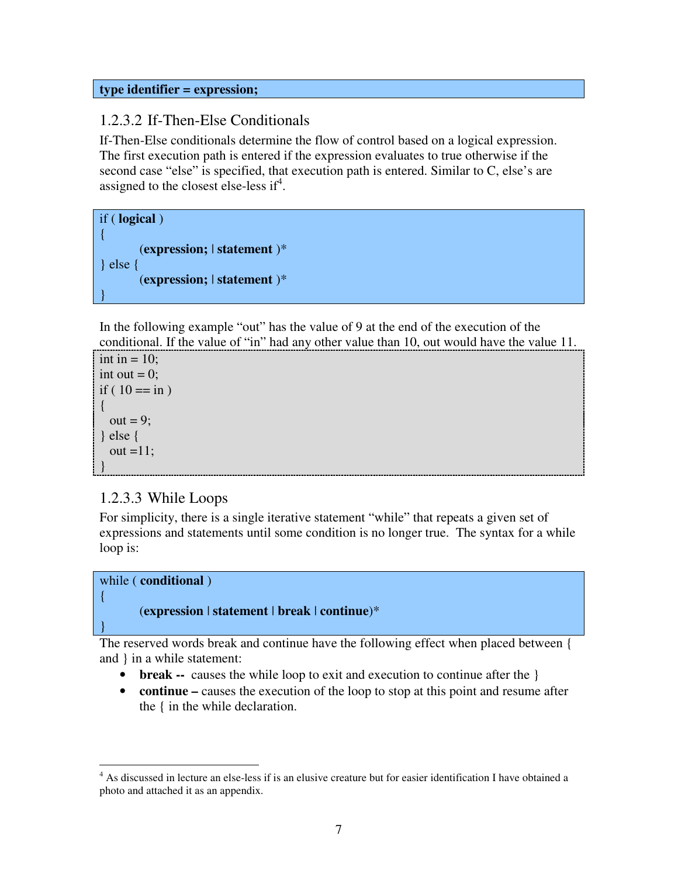**type identifier = expression;**

### 1.2.3.2 If-Then-Else Conditionals

If-Then-Else conditionals determine the flow of control based on a logical expression. The first execution path is entered if the expression evaluates to true otherwise if the second case "else" is specified, that execution path is entered. Similar to C, else's are assigned to the closest else-less if[4].

```
if ( logical )
{
        (expression; | statement )*
} else {
        (expression; | statement )*
}
```

In the following example "out" has the value of 9 at the end of the execution of the conditional. If the value of "in" had any other value than 10, out would have the value 11.

```
int in = 10;
int out = 0;
if ( 10 == in )
{
  out = 9;
} else {
  out =11;
}
```

### 1.2.3.3 While Loops

For simplicity, there is a single iterative statement "while" that repeats a given set of expressions and statements until some condition is no longer true. The syntax for a while loop is:

```
while ( conditional )
{
        (expression | statement | break | continue)*
}
```

The reserved words break and continue have the following effect when placed between { and } in a while statement:

- **break --** causes the while loop to exit and execution to continue after the }
- **continue –** causes the execution of the loop to stop at this point and resume after the { in the while declaration.

---

[4] As discussed in lecture an else-less if is an elusive creature but for easier identification I have obtained a photo and attached it as an appendix.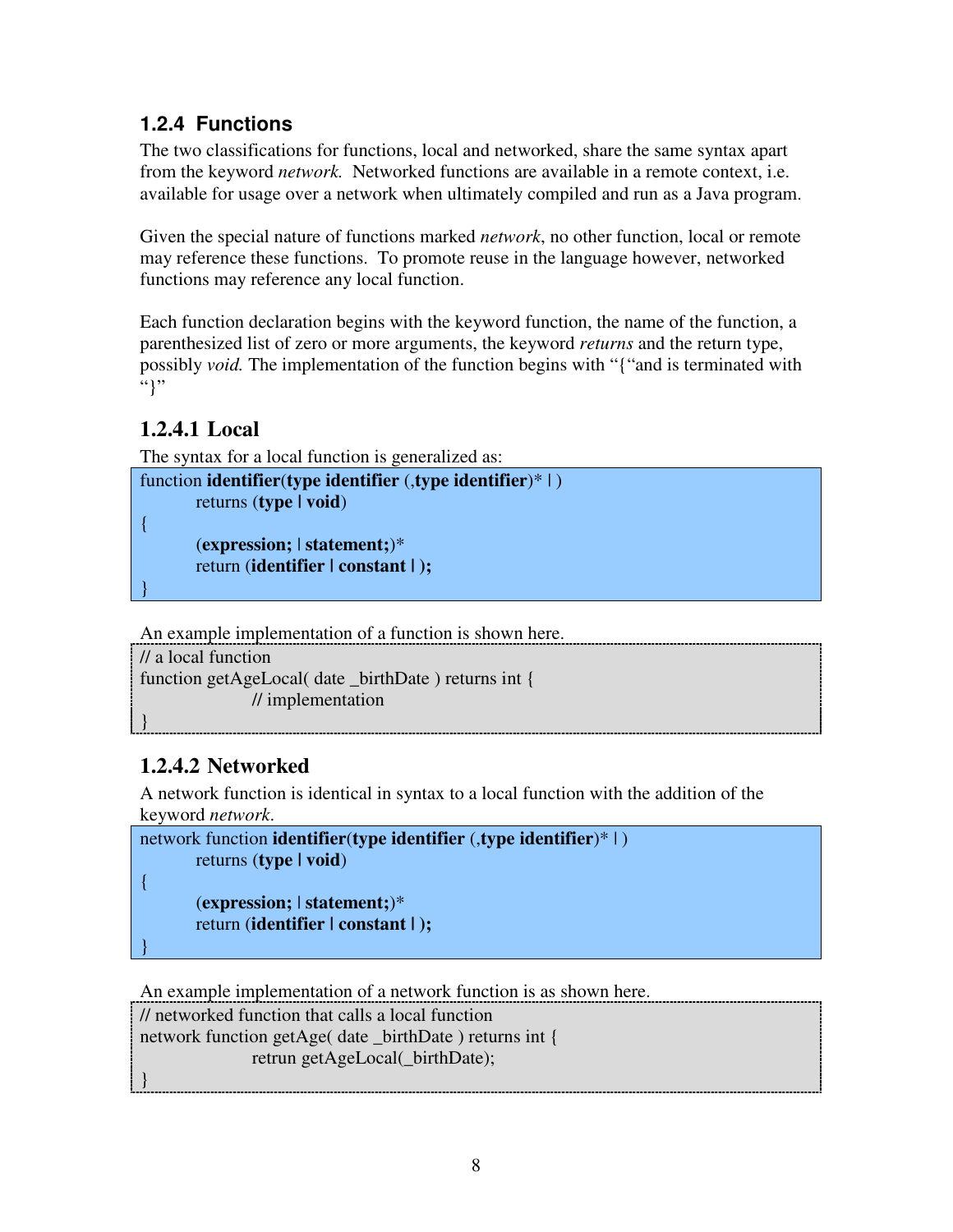### 1.2.4 Functions

The two classifications for functions, local and networked, share the same syntax apart from the keyword *network.* Networked functions are available in a remote context, i.e. available for usage over a network when ultimately compiled and run as a Java program.

Given the special nature of functions marked *network*, no other function, local or remote may reference these functions. To promote reuse in the language however, networked functions may reference any local function.

Each function declaration begins with the keyword function, the name of the function, a parenthesized list of zero or more arguments, the keyword *returns* and the return type, possibly *void.* The implementation of the function begins with "{"and is terminated with "}"

#### 1.2.4.1 Local

The syntax for a local function is generalized as:

```
function identifier(type identifier (,type identifier)* | )
        returns (type | void)
{
        (expression; | statement;)*
        return (identifier | constant | );
}
```

An example implementation of a function is shown here.

```
// a local function
function getAgeLocal( date _birthDate ) returns int {
                // implementation
}
```

#### 1.2.4.2 Networked

A network function is identical in syntax to a local function with the addition of the keyword *network*.

```
network function identifier(type identifier (,type identifier)* | )
        returns (type | void)
{
        (expression; | statement;)*
        return (identifier | constant | );
}
```

An example implementation of a network function is as shown here.

```
// networked function that calls a local function
network function getAge( date _birthDate ) returns int {
                retrun getAgeLocal(_birthDate);
}
```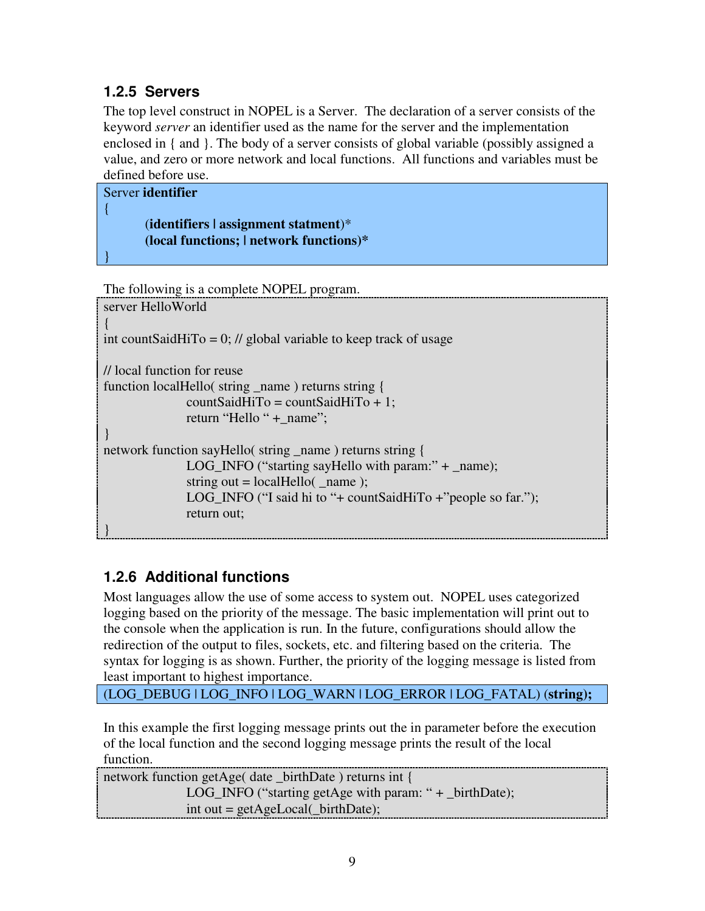### 1.2.5 Servers

The top level construct in NOPEL is a Server. The declaration of a server consists of the keyword *server* an identifier used as the name for the server and the implementation enclosed in { and }. The body of a server consists of global variable (possibly assigned a value, and zero or more network and local functions. All functions and variables must be defined before use.

```
Server identifier
{
        (identifiers | assignment statment)*
        (local functions; | network functions)*
}
```

The following is a complete NOPEL program.

```
server HelloWorld
{
int countSaidHiTo = 0; // global variable to keep track of usage

// local function for reuse
function localHello( string _name ) returns string {
                countSaidHiTo = countSaidHiTo + 1;
                return "Hello " +_name";
}
network function sayHello( string _name ) returns string {
                LOG_INFO ("starting sayHello with param:" + _name);
                string out = localHello( _name );
                LOG_INFO ("I said hi to "+ countSaidHiTo +"people so far.");
                return out;
}
```

### 1.2.6 Additional functions

Most languages allow the use of some access to system out. NOPEL uses categorized logging based on the priority of the message. The basic implementation will print out to the console when the application is run. In the future, configurations should allow the redirection of the output to files, sockets, etc. and filtering based on the criteria. The syntax for logging is as shown. Further, the priority of the logging message is listed from least important to highest importance.

```
(LOG_DEBUG | LOG_INFO | LOG_WARN | LOG_ERROR | LOG_FATAL) (string);
```

In this example the first logging message prints out the in parameter before the execution of the local function and the second logging message prints the result of the local function.

```
network function getAge( date _birthDate ) returns int {
                LOG_INFO ("starting getAge with param: " + _birthDate);
                int out = getAgeLocal(_birthDate);
```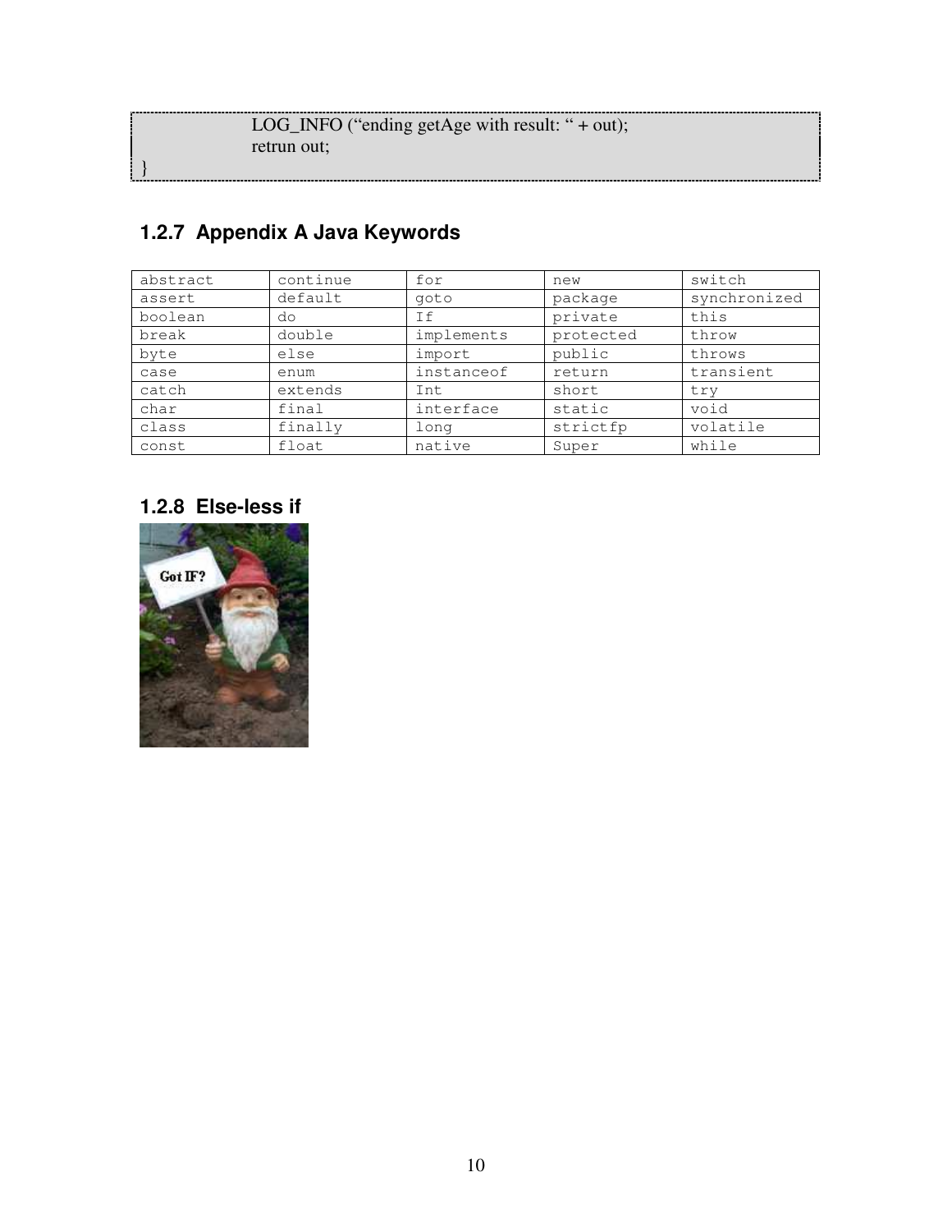```
        LOG_INFO (“ending getAge with result: “ + out);
        retrun out;
}
```

### 1.2.7 Appendix A Java Keywords

| | | | | |
|---|---|---|---|---|
| abstract | continue | for | new | switch |
| assert | default | goto | package | synchronized |
| boolean | do | If | private | this |
| break | double | implements | protected | throw |
| byte | else | import | public | throws |
| case | enum | instanceof | return | transient |
| catch | extends | Int | short | try |
| char | final | interface | static | void |
| class | finally | long | strictfp | volatile |
| const | float | native | Super | while |

### 1.2.8 Else-less if